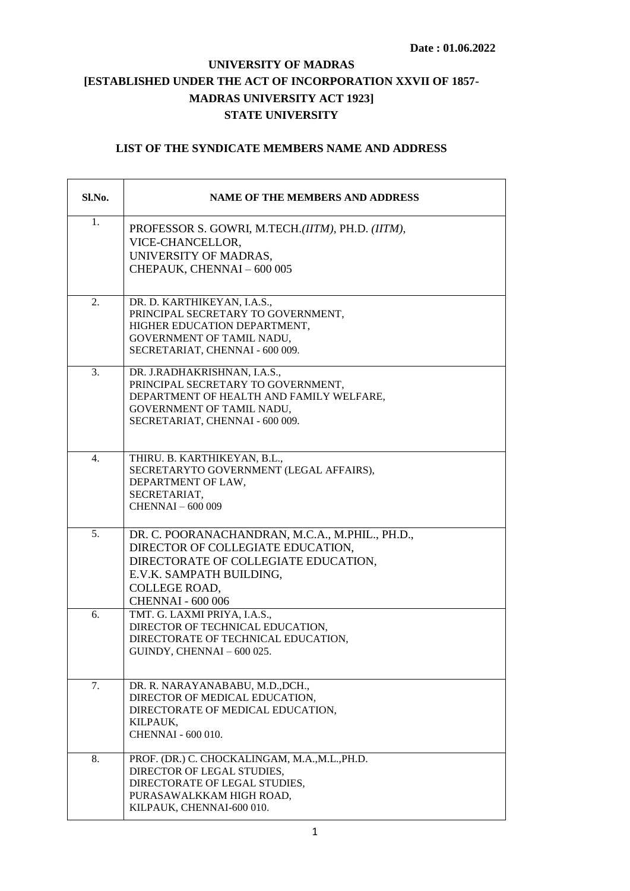**Date : 01.06.2022**

# UNIVERSITY OF MADRAS
## [ESTABLISHED UNDER THE ACT OF INCORPORATION XXVII OF 1857- MADRAS UNIVERSITY ACT 1923]
## STATE UNIVERSITY

### LIST OF THE SYNDICATE MEMBERS NAME AND ADDRESS

| Sl.No. | NAME OF THE MEMBERS AND ADDRESS |
|---|---|
| 1. | PROFESSOR S. GOWRI, M.TECH.*(IITM)*, PH.D. *(IITM)*,<br>VICE-CHANCELLOR,<br>UNIVERSITY OF MADRAS,<br>CHEPAUK, CHENNAI – 600 005 |
| 2. | DR. D. KARTHIKEYAN, I.A.S.,<br>PRINCIPAL SECRETARY TO GOVERNMENT,<br>HIGHER EDUCATION DEPARTMENT,<br>GOVERNMENT OF TAMIL NADU,<br>SECRETARIAT, CHENNAI - 600 009. |
| 3. | DR. J.RADHAKRISHNAN, I.A.S.,<br>PRINCIPAL SECRETARY TO GOVERNMENT,<br>DEPARTMENT OF HEALTH AND FAMILY WELFARE,<br>GOVERNMENT OF TAMIL NADU,<br>SECRETARIAT, CHENNAI - 600 009. |
| 4. | THIRU. B. KARTHIKEYAN, B.L.,<br>SECRETARYTO GOVERNMENT (LEGAL AFFAIRS),<br>DEPARTMENT OF LAW,<br>SECRETARIAT,<br>CHENNAI – 600 009 |
| 5. | DR. C. POORANACHANDRAN, M.C.A., M.PHIL., PH.D.,<br>DIRECTOR OF COLLEGIATE EDUCATION,<br>DIRECTORATE OF COLLEGIATE EDUCATION,<br>E.V.K. SAMPATH BUILDING,<br>COLLEGE ROAD,<br>CHENNAI - 600 006 |
| 6. | TMT. G. LAXMI PRIYA, I.A.S.,<br>DIRECTOR OF TECHNICAL EDUCATION,<br>DIRECTORATE OF TECHNICAL EDUCATION,<br>GUINDY, CHENNAI – 600 025. |
| 7. | DR. R. NARAYANABABU, M.D.,DCH.,<br>DIRECTOR OF MEDICAL EDUCATION,<br>DIRECTORATE OF MEDICAL EDUCATION,<br>KILPAUK,<br>CHENNAI - 600 010. |
| 8. | PROF. (DR.) C. CHOCKALINGAM, M.A.,M.L.,PH.D.<br>DIRECTOR OF LEGAL STUDIES,<br>DIRECTORATE OF LEGAL STUDIES,<br>PURASAWALKKAM HIGH ROAD,<br>KILPAUK, CHENNAI-600 010. |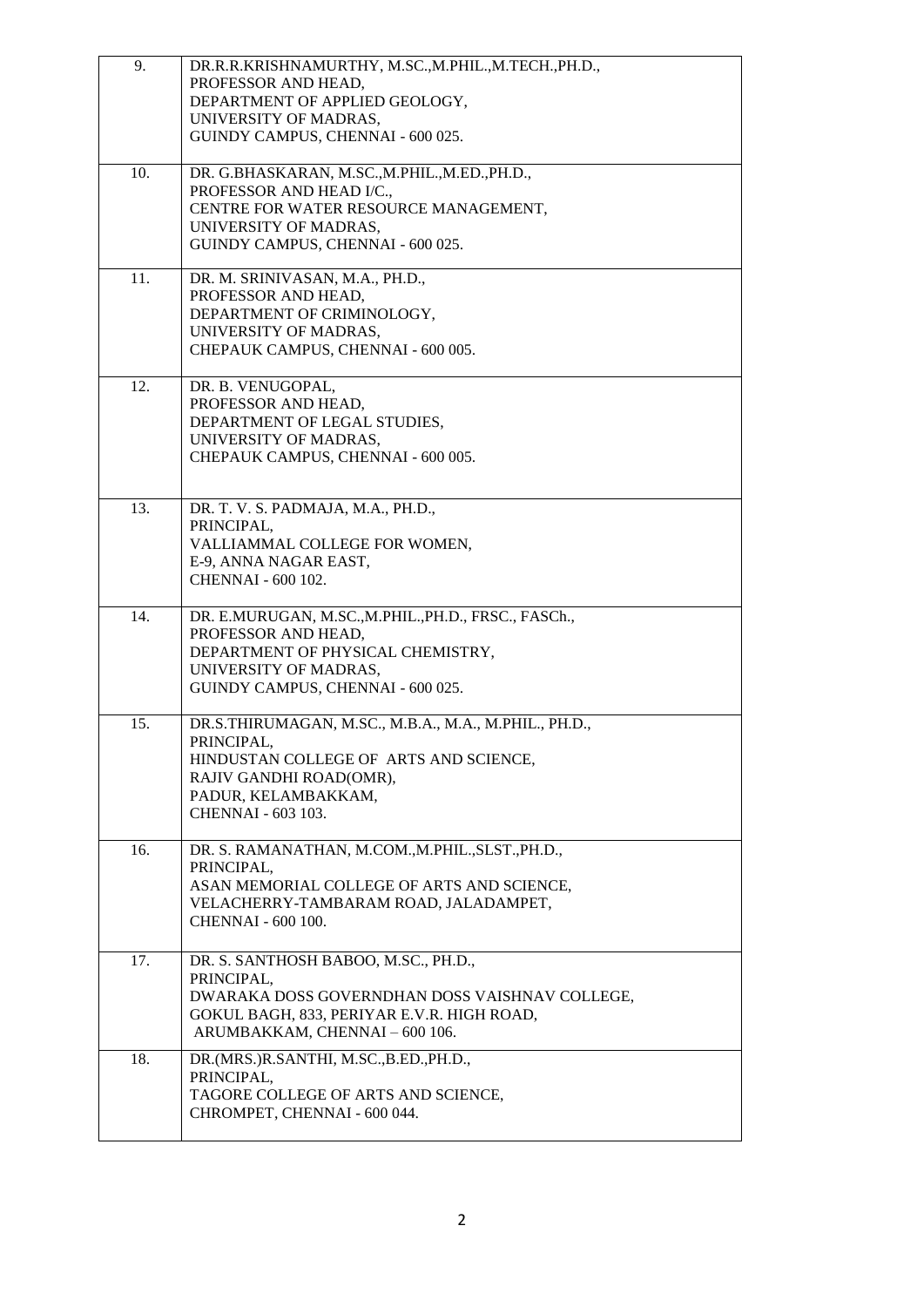| | |
|---|---|
| 9. | DR.R.R.KRISHNAMURTHY, M.SC.,M.PHIL.,M.TECH.,PH.D.,<br>PROFESSOR AND HEAD,<br>DEPARTMENT OF APPLIED GEOLOGY,<br>UNIVERSITY OF MADRAS,<br>GUINDY CAMPUS, CHENNAI - 600 025. |
| 10. | DR. G.BHASKARAN, M.SC.,M.PHIL.,M.ED.,PH.D.,<br>PROFESSOR AND HEAD I/C.,<br>CENTRE FOR WATER RESOURCE MANAGEMENT,<br>UNIVERSITY OF MADRAS,<br>GUINDY CAMPUS, CHENNAI - 600 025. |
| 11. | DR. M. SRINIVASAN, M.A., PH.D.,<br>PROFESSOR AND HEAD,<br>DEPARTMENT OF CRIMINOLOGY,<br>UNIVERSITY OF MADRAS,<br>CHEPAUK CAMPUS, CHENNAI - 600 005. |
| 12. | DR. B. VENUGOPAL,<br>PROFESSOR AND HEAD,<br>DEPARTMENT OF LEGAL STUDIES,<br>UNIVERSITY OF MADRAS,<br>CHEPAUK CAMPUS, CHENNAI - 600 005. |
| 13. | DR. T. V. S. PADMAJA, M.A., PH.D.,<br>PRINCIPAL,<br>VALLIAMMAL COLLEGE FOR WOMEN,<br>E-9, ANNA NAGAR EAST,<br>CHENNAI - 600 102. |
| 14. | DR. E.MURUGAN, M.SC.,M.PHIL.,PH.D., FRSC., FASCh.,<br>PROFESSOR AND HEAD,<br>DEPARTMENT OF PHYSICAL CHEMISTRY,<br>UNIVERSITY OF MADRAS,<br>GUINDY CAMPUS, CHENNAI - 600 025. |
| 15. | DR.S.THIRUMAGAN, M.SC., M.B.A., M.A., M.PHIL., PH.D.,<br>PRINCIPAL,<br>HINDUSTAN COLLEGE OF ARTS AND SCIENCE,<br>RAJIV GANDHI ROAD(OMR),<br>PADUR, KELAMBAKKAM,<br>CHENNAI - 603 103. |
| 16. | DR. S. RAMANATHAN, M.COM.,M.PHIL.,SLST.,PH.D.,<br>PRINCIPAL,<br>ASAN MEMORIAL COLLEGE OF ARTS AND SCIENCE,<br>VELACHERRY-TAMBARAM ROAD, JALADAMPET,<br>CHENNAI - 600 100. |
| 17. | DR. S. SANTHOSH BABOO, M.SC., PH.D.,<br>PRINCIPAL,<br>DWARAKA DOSS GOVERNDHAN DOSS VAISHNAV COLLEGE,<br>GOKUL BAGH, 833, PERIYAR E.V.R. HIGH ROAD,<br>ARUMBAKKAM, CHENNAI – 600 106. |
| 18. | DR.(MRS.)R.SANTHI, M.SC.,B.ED.,PH.D.,<br>PRINCIPAL,<br>TAGORE COLLEGE OF ARTS AND SCIENCE,<br>CHROMPET, CHENNAI - 600 044. |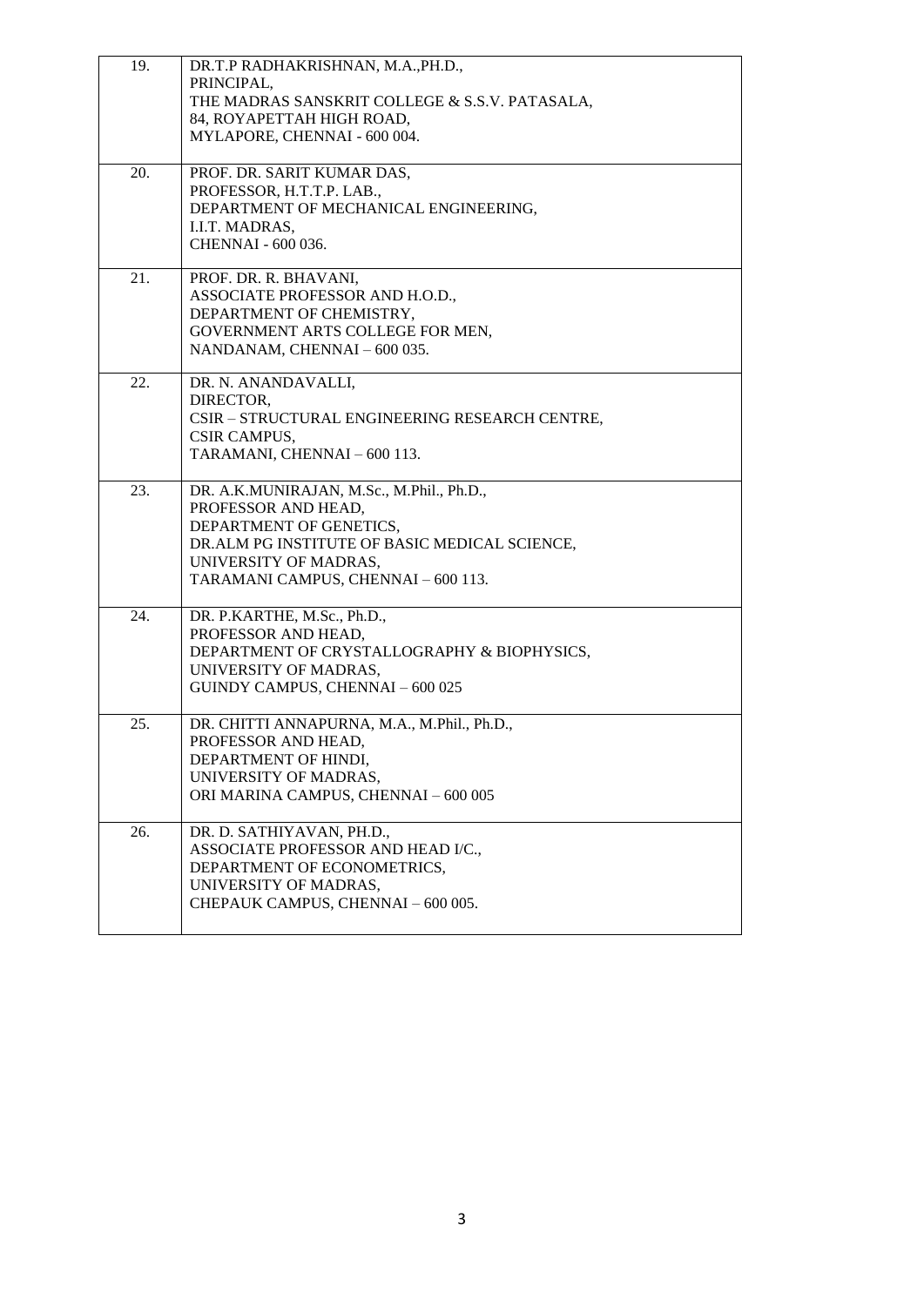| | |
|---|---|
| 19. | DR.T.P RADHAKRISHNAN, M.A.,PH.D.,<br>PRINCIPAL,<br>THE MADRAS SANSKRIT COLLEGE & S.S.V. PATASALA,<br>84, ROYAPETTAH HIGH ROAD,<br>MYLAPORE, CHENNAI - 600 004. |
| 20. | PROF. DR. SARIT KUMAR DAS,<br>PROFESSOR, H.T.T.P. LAB.,<br>DEPARTMENT OF MECHANICAL ENGINEERING,<br>I.I.T. MADRAS,<br>CHENNAI - 600 036. |
| 21. | PROF. DR. R. BHAVANI,<br>ASSOCIATE PROFESSOR AND H.O.D.,<br>DEPARTMENT OF CHEMISTRY,<br>GOVERNMENT ARTS COLLEGE FOR MEN,<br>NANDANAM, CHENNAI – 600 035. |
| 22. | DR. N. ANANDAVALLI,<br>DIRECTOR,<br>CSIR – STRUCTURAL ENGINEERING RESEARCH CENTRE,<br>CSIR CAMPUS,<br>TARAMANI, CHENNAI – 600 113. |
| 23. | DR. A.K.MUNIRAJAN, M.Sc., M.Phil., Ph.D.,<br>PROFESSOR AND HEAD,<br>DEPARTMENT OF GENETICS,<br>DR.ALM PG INSTITUTE OF BASIC MEDICAL SCIENCE,<br>UNIVERSITY OF MADRAS,<br>TARAMANI CAMPUS, CHENNAI – 600 113. |
| 24. | DR. P.KARTHE, M.Sc., Ph.D.,<br>PROFESSOR AND HEAD,<br>DEPARTMENT OF CRYSTALLOGRAPHY & BIOPHYSICS,<br>UNIVERSITY OF MADRAS,<br>GUINDY CAMPUS, CHENNAI – 600 025 |
| 25. | DR. CHITTI ANNAPURNA, M.A., M.Phil., Ph.D.,<br>PROFESSOR AND HEAD,<br>DEPARTMENT OF HINDI,<br>UNIVERSITY OF MADRAS,<br>ORI MARINA CAMPUS, CHENNAI – 600 005 |
| 26. | DR. D. SATHIYAVAN, PH.D.,<br>ASSOCIATE PROFESSOR AND HEAD I/C.,<br>DEPARTMENT OF ECONOMETRICS,<br>UNIVERSITY OF MADRAS,<br>CHEPAUK CAMPUS, CHENNAI – 600 005. |